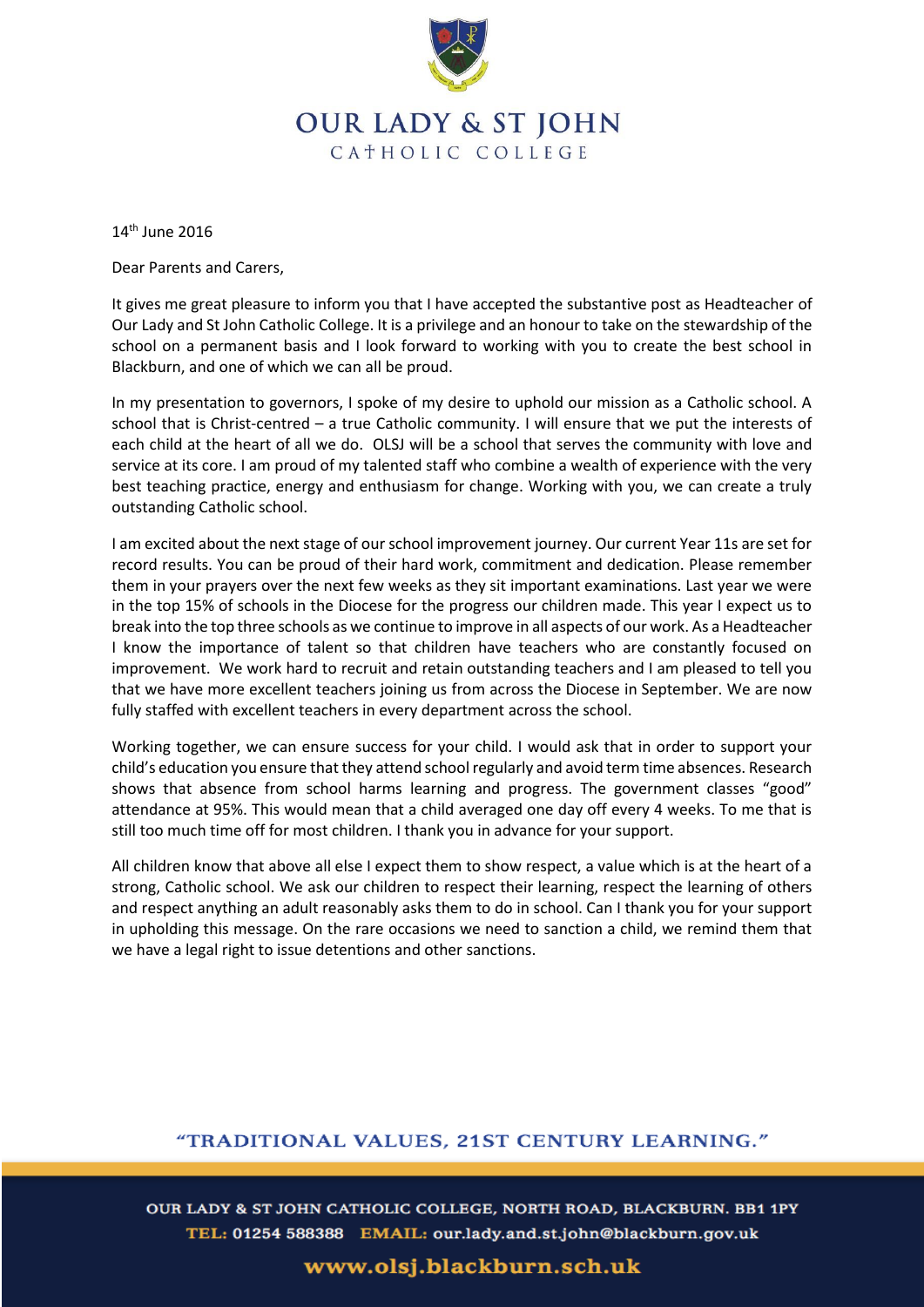# OUR LADY & ST JOHN

CATHOLIC COLLEGE

14th June 2016

Dear Parents and Carers,

It gives me great pleasure to inform you that I have accepted the substantive post as Headteacher of Our Lady and St John Catholic College. It is a privilege and an honour to take on the stewardship of the school on a permanent basis and I look forward to working with you to create the best school in Blackburn, and one of which we can all be proud.

In my presentation to governors, I spoke of my desire to uphold our mission as a Catholic school. A school that is Christ-centred – a true Catholic community. I will ensure that we put the interests of each child at the heart of all we do. OLSJ will be a school that serves the community with love and service at its core. I am proud of my talented staff who combine a wealth of experience with the very best teaching practice, energy and enthusiasm for change. Working with you, we can create a truly outstanding Catholic school.

I am excited about the next stage of our school improvement journey. Our current Year 11s are set for record results. You can be proud of their hard work, commitment and dedication. Please remember them in your prayers over the next few weeks as they sit important examinations. Last year we were in the top 15% of schools in the Diocese for the progress our children made. This year I expect us to break into the top three schools as we continue to improve in all aspects of our work. As a Headteacher I know the importance of talent so that children have teachers who are constantly focused on improvement. We work hard to recruit and retain outstanding teachers and I am pleased to tell you that we have more excellent teachers joining us from across the Diocese in September. We are now fully staffed with excellent teachers in every department across the school.

Working together, we can ensure success for your child. I would ask that in order to support your child's education you ensure that they attend school regularly and avoid term time absences. Research shows that absence from school harms learning and progress. The government classes "good" attendance at 95%. This would mean that a child averaged one day off every 4 weeks. To me that is still too much time off for most children. I thank you in advance for your support.

All children know that above all else I expect them to show respect, a value which is at the heart of a strong, Catholic school. We ask our children to respect their learning, respect the learning of others and respect anything an adult reasonably asks them to do in school. Can I thank you for your support in upholding this message. On the rare occasions we need to sanction a child, we remind them that we have a legal right to issue detentions and other sanctions.

"TRADITIONAL VALUES, 21ST CENTURY LEARNING."

OUR LADY & ST JOHN CATHOLIC COLLEGE, NORTH ROAD, BLACKBURN. BB1 1PY
TEL: 01254 588388 EMAIL: our.lady.and.st.john@blackburn.gov.uk

www.olsj.blackburn.sch.uk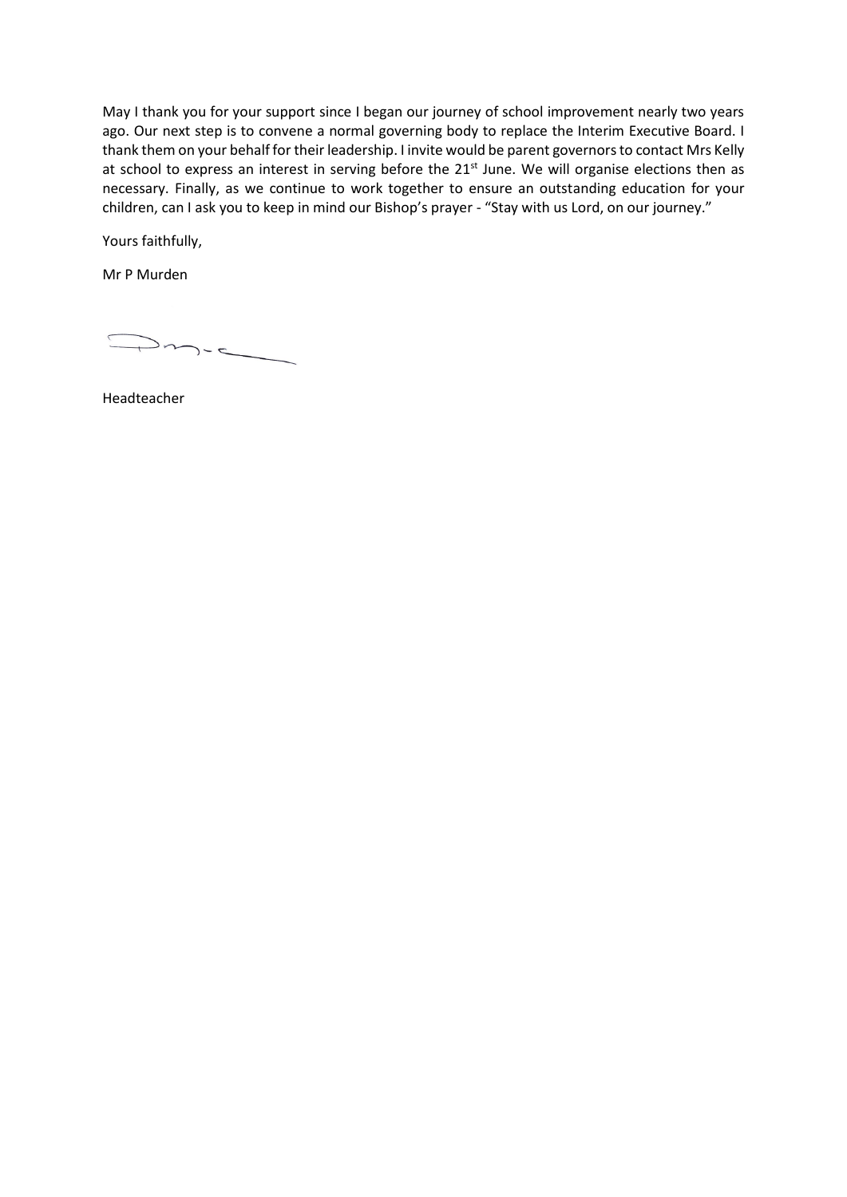May I thank you for your support since I began our journey of school improvement nearly two years ago. Our next step is to convene a normal governing body to replace the Interim Executive Board. I thank them on your behalf for their leadership. I invite would be parent governors to contact Mrs Kelly at school to express an interest in serving before the 21st June. We will organise elections then as necessary. Finally, as we continue to work together to ensure an outstanding education for your children, can I ask you to keep in mind our Bishop's prayer - "Stay with us Lord, on our journey."

Yours faithfully,

Mr P Murden

Headteacher